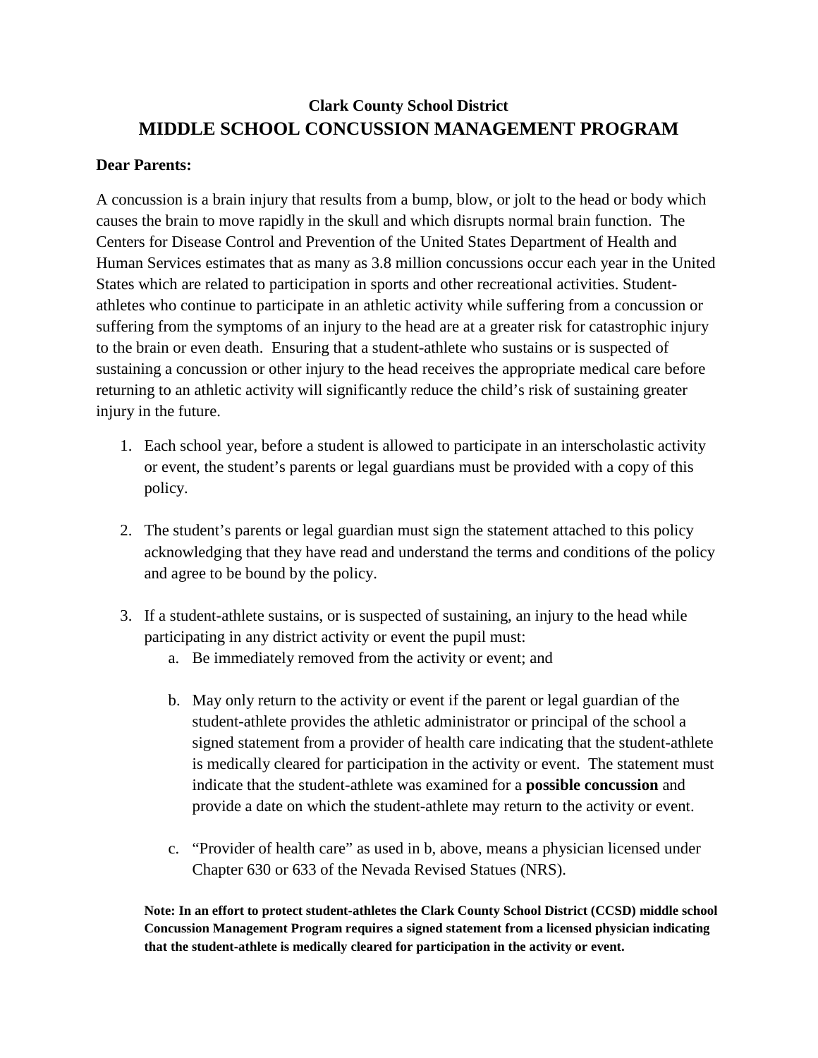**Clark County School District**

# MIDDLE SCHOOL CONCUSSION MANAGEMENT PROGRAM

**Dear Parents:**

A concussion is a brain injury that results from a bump, blow, or jolt to the head or body which causes the brain to move rapidly in the skull and which disrupts normal brain function. The Centers for Disease Control and Prevention of the United States Department of Health and Human Services estimates that as many as 3.8 million concussions occur each year in the United States which are related to participation in sports and other recreational activities. Student-athletes who continue to participate in an athletic activity while suffering from a concussion or suffering from the symptoms of an injury to the head are at a greater risk for catastrophic injury to the brain or even death. Ensuring that a student-athlete who sustains or is suspected of sustaining a concussion or other injury to the head receives the appropriate medical care before returning to an athletic activity will significantly reduce the child's risk of sustaining greater injury in the future.

1. Each school year, before a student is allowed to participate in an interscholastic activity or event, the student's parents or legal guardians must be provided with a copy of this policy.

2. The student's parents or legal guardian must sign the statement attached to this policy acknowledging that they have read and understand the terms and conditions of the policy and agree to be bound by the policy.

3. If a student-athlete sustains, or is suspected of sustaining, an injury to the head while participating in any district activity or event the pupil must:
   a. Be immediately removed from the activity or event; and

   b. May only return to the activity or event if the parent or legal guardian of the student-athlete provides the athletic administrator or principal of the school a signed statement from a provider of health care indicating that the student-athlete is medically cleared for participation in the activity or event. The statement must indicate that the student-athlete was examined for a **possible concussion** and provide a date on which the student-athlete may return to the activity or event.

   c. "Provider of health care" as used in b, above, means a physician licensed under Chapter 630 or 633 of the Nevada Revised Statues (NRS).

**Note: In an effort to protect student-athletes the Clark County School District (CCSD) middle school Concussion Management Program requires a signed statement from a licensed physician indicating that the student-athlete is medically cleared for participation in the activity or event.**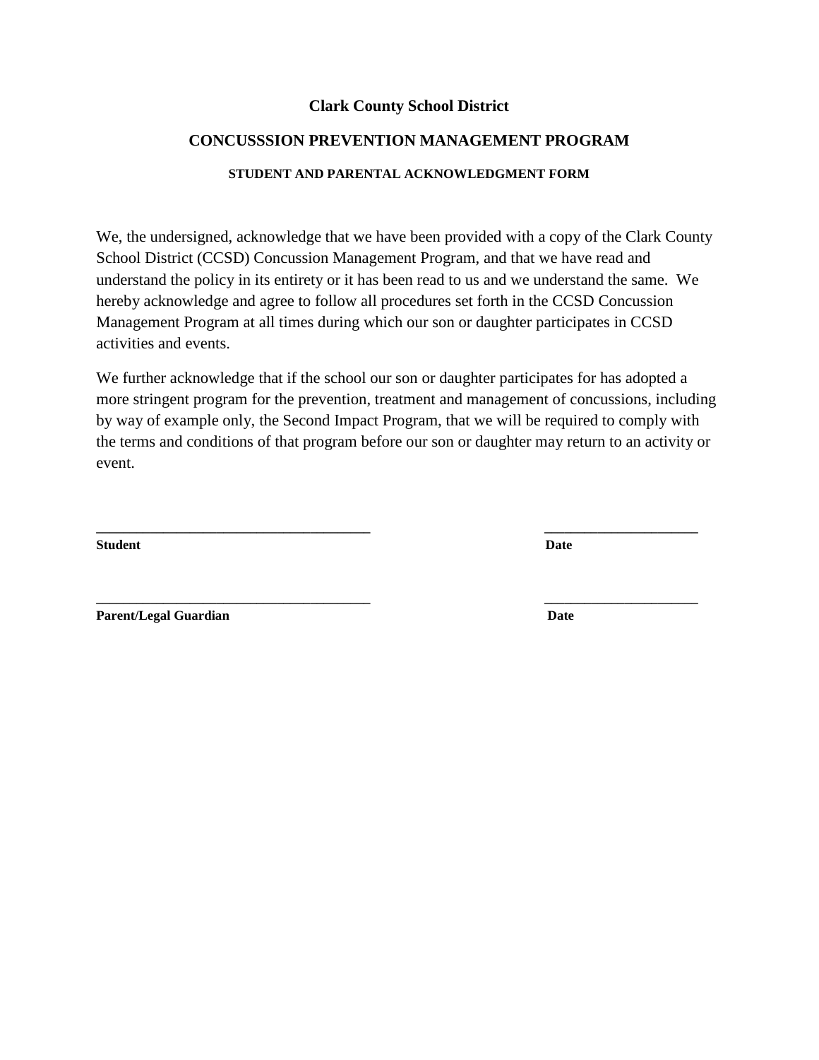# Clark County School District

## CONCUSSSION PREVENTION MANAGEMENT PROGRAM

### STUDENT AND PARENTAL ACKNOWLEDGMENT FORM

We, the undersigned, acknowledge that we have been provided with a copy of the Clark County School District (CCSD) Concussion Management Program, and that we have read and understand the policy in its entirety or it has been read to us and we understand the same. We hereby acknowledge and agree to follow all procedures set forth in the CCSD Concussion Management Program at all times during which our son or daughter participates in CCSD activities and events.

We further acknowledge that if the school our son or daughter participates for has adopted a more stringent program for the prevention, treatment and management of concussions, including by way of example only, the Second Impact Program, that we will be required to comply with the terms and conditions of that program before our son or daughter may return to an activity or event.

_____________________________________ _____________________

**Student** **Date**

_____________________________________ _____________________

**Parent/Legal Guardian** **Date**